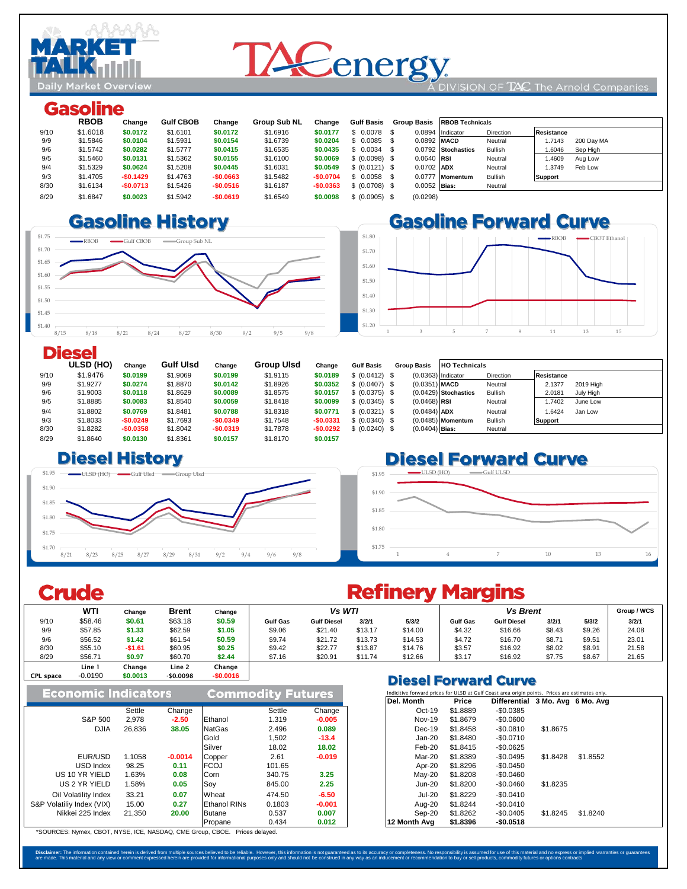# Market Talk — Daily Market Overview

TACenergy — A DIVISION OF TAC The Arnold Companies

## Gasoline

| | RBOB | Change | Gulf CBOB | Change | Group Sub NL | Change | Gulf Basis | Group Basis |
|---|---|---|---|---|---|---|---|---|
| 9/10 | $1.6018 | $0.0172 | $1.6101 | $0.0172 | $1.6916 | $0.0177 | $ 0.0078 | $ 0.0894 |
| 9/9 | $1.5846 | $0.0104 | $1.5931 | $0.0154 | $1.6739 | $0.0204 | $ 0.0085 | $ 0.0892 |
| 9/6 | $1.5742 | $0.0282 | $1.5777 | $0.0415 | $1.6535 | $0.0435 | $ 0.0034 | $ 0.0792 |
| 9/5 | $1.5460 | $0.0131 | $1.5362 | $0.0155 | $1.6100 | $0.0069 | $ (0.0098) | $ 0.0640 |
| 9/4 | $1.5329 | $0.0624 | $1.5208 | $0.0445 | $1.6031 | $0.0549 | $ (0.0121) | $ 0.0702 |
| 9/3 | $1.4705 | -$0.1429 | $1.4763 | -$0.0663 | $1.5482 | -$0.0704 | $ 0.0058 | $ 0.0777 |
| 8/30 | $1.6134 | -$0.0713 | $1.5426 | -$0.0516 | $1.6187 | -$0.0363 | $ (0.0708) | $ 0.0052 |
| 8/29 | $1.6847 | $0.0023 | $1.5942 | -$0.0619 | $1.6549 | $0.0098 | $ (0.0905) | $ (0.0298) |

| RBOB Technicals | | Resistance | |
|---|---|---|---|
| Indicator | Direction | 1.7143 | 200 Day MA |
| MACD | Neutral | 1.6046 | Sep High |
| Stochastics | Bullish | 1.4609 | Aug Low |
| RSI | Neutral | 1.3749 | Feb Low |
| ADX | Neutral | Support | |
| Momentum | Bullish | | |
| Bias: | Neutral | | |

### Gasoline History

### Gasoline Forward Curve

## Diesel

| | ULSD (HO) | Change | Gulf Ulsd | Change | Group Ulsd | Change | Gulf Basis | Group Basis |
|---|---|---|---|---|---|---|---|---|
| 9/10 | $1.9476 | $0.0199 | $1.9069 | $0.0199 | $1.9115 | $0.0189 | $ (0.0412) | $ (0.0363) |
| 9/9 | $1.9277 | $0.0274 | $1.8870 | $0.0142 | $1.8926 | $0.0352 | $ (0.0407) | $ (0.0351) |
| 9/6 | $1.9003 | $0.0118 | $1.8629 | $0.0089 | $1.8575 | $0.0157 | $ (0.0375) | $ (0.0429) |
| 9/5 | $1.8885 | $0.0083 | $1.8540 | $0.0059 | $1.8418 | $0.0099 | $ (0.0345) | $ (0.0468) |
| 9/4 | $1.8802 | $0.0769 | $1.8481 | $0.0788 | $1.8318 | $0.0771 | $ (0.0321) | $ (0.0484) |
| 9/3 | $1.8033 | -$0.0249 | $1.7693 | -$0.0349 | $1.7548 | -$0.0331 | $ (0.0340) | $ (0.0485) |
| 8/30 | $1.8282 | -$0.0358 | $1.8042 | -$0.0319 | $1.7878 | -$0.0292 | $ (0.0240) | $ (0.0404) |
| 8/29 | $1.8640 | $0.0130 | $1.8361 | $0.0157 | $1.8170 | $0.0157 | | |

| HO Technicals | | Resistance | |
|---|---|---|---|
| Indicator | Direction | 2.1377 | 2019 High |
| MACD | Neutral | 2.0181 | July High |
| Stochastics | Bullish | 1.7402 | June Low |
| RSI | Neutral | 1.6424 | Jan Low |
| ADX | Neutral | Support | |
| Momentum | Bullish | | |
| Bias: | Neutral | | |

### Diesel History

### Diesel Forward Curve

## Crude

| | WTI | Change | Brent | Change |
|---|---|---|---|---|
| 9/10 | $58.46 | $0.61 | $63.18 | $0.59 |
| 9/9 | $57.85 | $1.33 | $62.59 | $1.05 |
| 9/6 | $56.52 | $1.42 | $61.54 | $0.59 |
| 8/30 | $55.10 | -$1.61 | $60.95 | $0.25 |
| 8/29 | $56.71 | $0.97 | $60.70 | $2.44 |
| | Line 1 | Change | Line 2 | Change |
| CPL space | -0.0190 | $0.0013 | -$0.0098 | -$0.0016 |

## Refinery Margins

| | Vs WTI | | | | Vs Brent | | | | Group / WCS |
|---|---|---|---|---|---|---|---|---|---|
| | Gulf Gas | Gulf Diesel | 3/2/1 | 5/3/2 | Gulf Gas | Gulf Diesel | 3/2/1 | 5/3/2 | 3/2/1 |
| 9/10 | $9.06 | $21.40 | $13.17 | $14.00 | $4.32 | $16.66 | $8.43 | $9.26 | 24.08 |
| 9/9 | $9.74 | $21.72 | $13.73 | $14.53 | $4.72 | $16.70 | $8.71 | $9.51 | 23.01 |
| 9/6 | $9.42 | $22.77 | $13.87 | $14.76 | $3.57 | $16.92 | $8.02 | $8.91 | 21.58 |
| 8/30 | $7.16 | $20.91 | $11.74 | $12.66 | $3.17 | $16.92 | $7.75 | $8.67 | 21.65 |

## Economic Indicators

| | Settle | Change |
|---|---|---|
| S&P 500 | 2,978 | -2.50 |
| DJIA | 26,836 | 38.05 |
| EUR/USD | 1.1058 | -0.0014 |
| USD Index | 98.25 | 0.11 |
| US 10 YR YIELD | 1.63% | 0.08 |
| US 2 YR YIELD | 1.58% | 0.05 |
| Oil Volatility Index | 33.21 | 0.07 |
| S&P Volatiliy Index (VIX) | 15.00 | 0.27 |
| Nikkei 225 Index | 21,350 | 20.00 |

## Commodity Futures

| | Settle | Change |
|---|---|---|
| Ethanol | 1.319 | -0.005 |
| NatGas | 2.496 | 0.089 |
| Gold | 1,502 | -13.4 |
| Silver | 18.02 | 18.02 |
| Copper | 2.61 | -0.019 |
| FCOJ | 101.65 | |
| Corn | 340.75 | 3.25 |
| Soy | 845.00 | 2.25 |
| Wheat | 474.50 | -6.50 |
| Ethanol RINs | 0.1803 | -0.001 |
| Butane | 0.537 | 0.007 |
| Propane | 0.434 | 0.012 |

*SOURCES: Nymex, CBOT, NYSE, ICE, NASDAQ, CME Group, CBOE. Prices delayed.

## Diesel Forward Curve

Indicitive forward prices for ULSD at Gulf Coast area origin points. Prices are estimates only.

| Del. Month | Price | Differential | 3 Mo. Avg | 6 Mo. Avg |
|---|---|---|---|---|
| Oct-19 | $1.8889 | -$0.0385 | | |
| Nov-19 | $1.8679 | -$0.0600 | | |
| Dec-19 | $1.8458 | -$0.0810 | $1.8675 | |
| Jan-20 | $1.8480 | -$0.0710 | | |
| Feb-20 | $1.8415 | -$0.0625 | | |
| Mar-20 | $1.8389 | -$0.0495 | $1.8428 | $1.8552 |
| Apr-20 | $1.8296 | -$0.0450 | | |
| May-20 | $1.8208 | -$0.0460 | | |
| Jun-20 | $1.8200 | -$0.0460 | $1.8235 | |
| Jul-20 | $1.8229 | -$0.0410 | | |
| Aug-20 | $1.8244 | -$0.0410 | | |
| Sep-20 | $1.8262 | -$0.0405 | $1.8245 | $1.8240 |
| 12 Month Avg | $1.8396 | -$0.0518 | | |

**Disclaimer:** The information contained herein is derived from multiple sources believed to be reliable. However, this information is not guaranteed as to its accuracy or completeness. No responsibility is assumed for use of this material and no express or implied warranties or guarantees are made. This material and any view or comment expressed herein are provided for informational purposes only and should not be construed in any way as an inducement or recommendation to buy or sell products, commodity futures or options contracts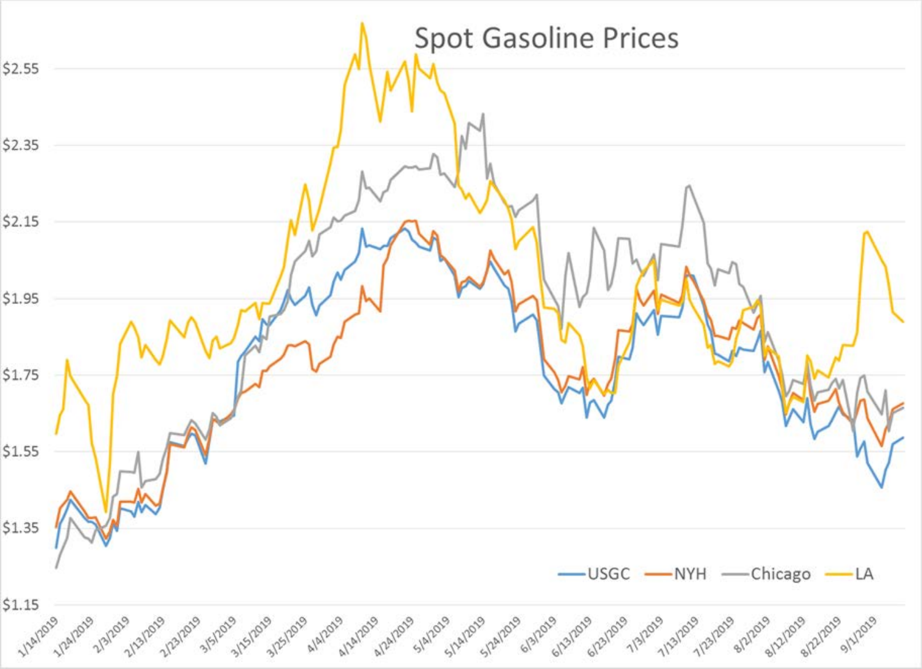Spot Gasoline Prices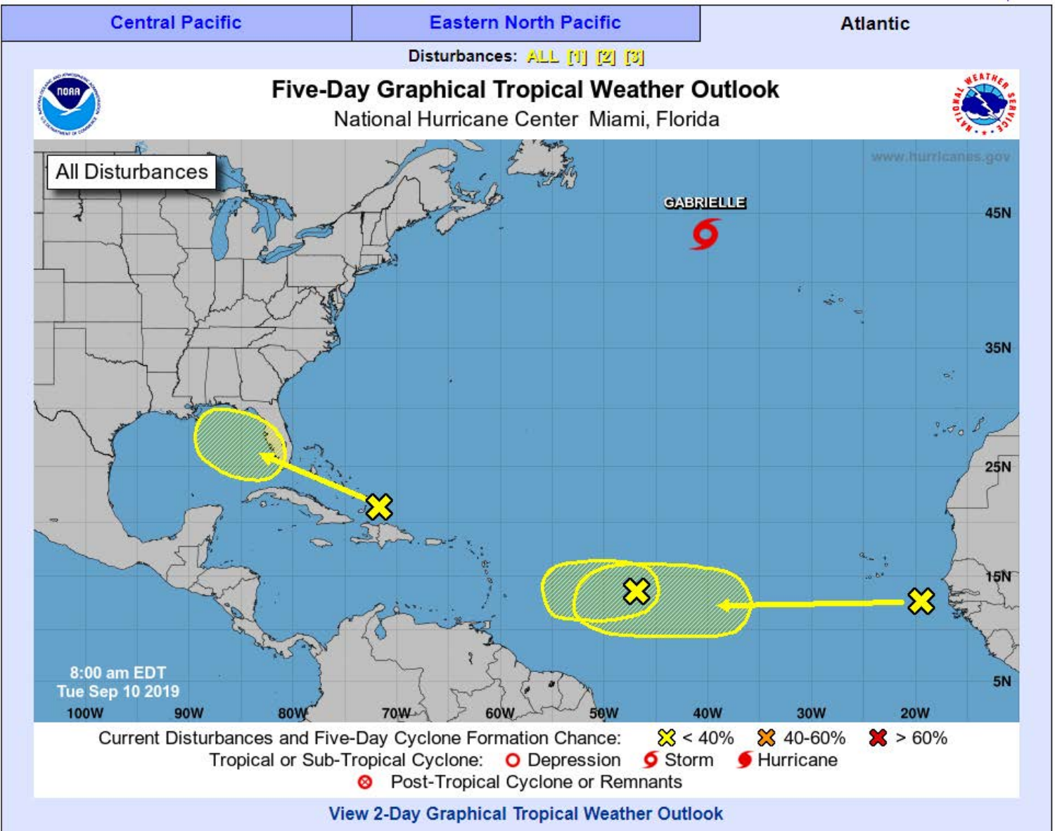Central Pacific | Eastern North Pacific | **Atlantic**

Disturbances: ALL [1] [2] [3]

# Five-Day Graphical Tropical Weather Outlook

National Hurricane Center Miami, Florida

All Disturbances

www.hurricanes.gov

GABRIELLE

45N

35N

25N

15N

5N

100W 90W 80W 70W 60W 50W 40W 30W 20W

8:00 am EDT
Tue Sep 10 2019

Current Disturbances and Five-Day Cyclone Formation Chance: < 40% 40-60% > 60%

Tropical or Sub-Tropical Cyclone: Depression Storm Hurricane

Post-Tropical Cyclone or Remnants

View 2-Day Graphical Tropical Weather Outlook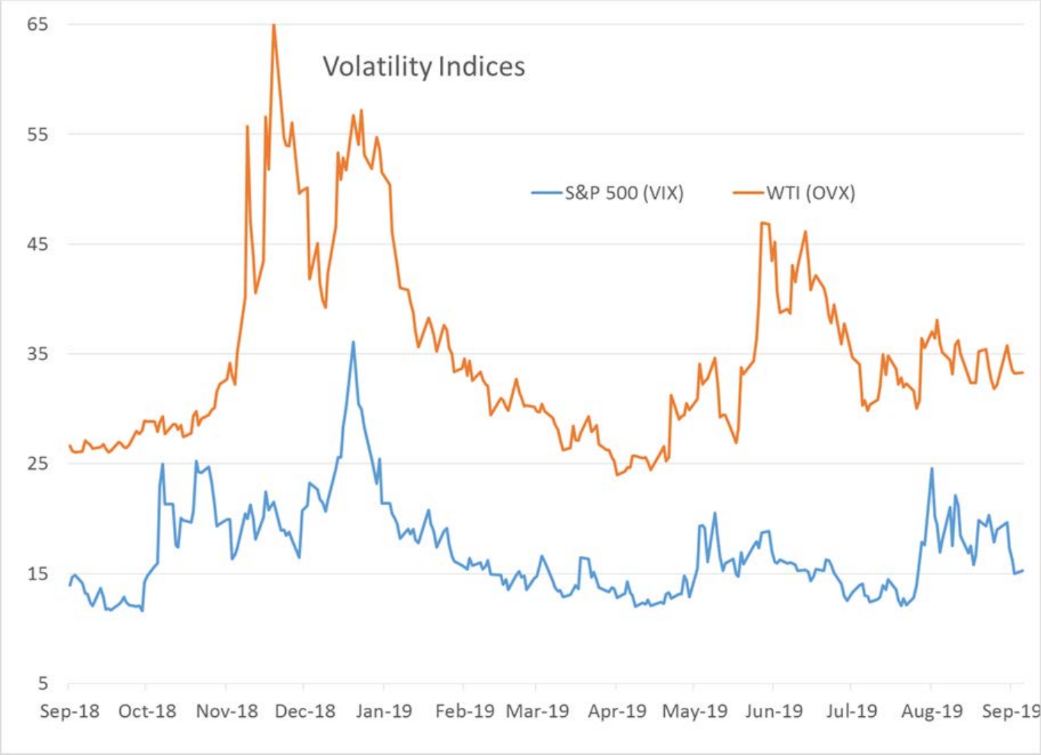Volatility Indices

S&P 500 (VIX) WTI (OVX)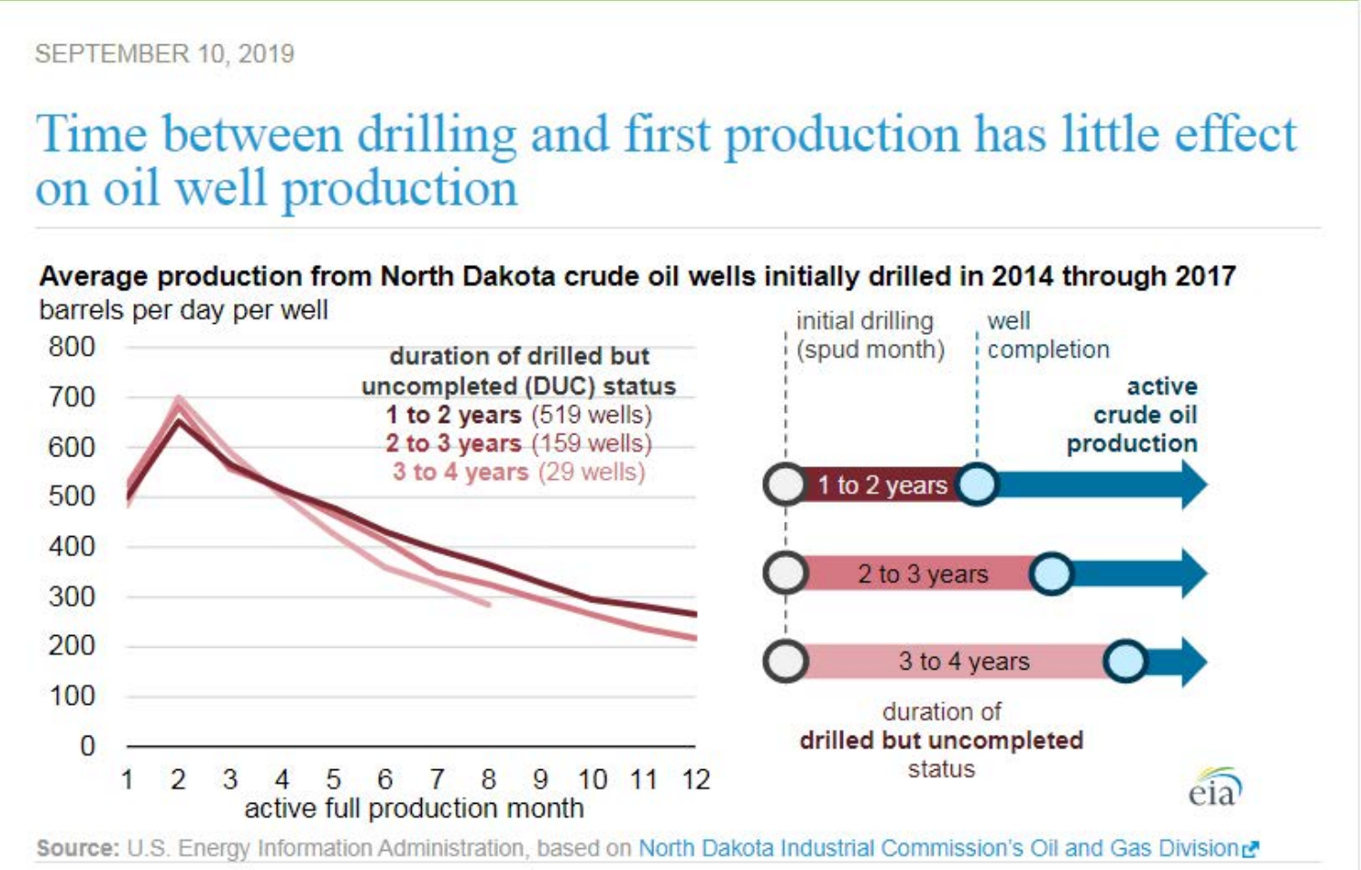SEPTEMBER 10, 2019

# Time between drilling and first production has little effect on oil well production

**Average production from North Dakota crude oil wells initially drilled in 2014 through 2017**

barrels per day per well

800
700
600
500
400
300
200
100
0

1 2 3 4 5 6 7 8 9 10 11 12

active full production month

**duration of drilled but uncompleted (DUC) status**

**1 to 2 years** (519 wells)

**2 to 3 years** (159 wells)

**3 to 4 years** (29 wells)

initial drilling (spud month)

well completion

**active crude oil production**

1 to 2 years

2 to 3 years

3 to 4 years

duration of **drilled but uncompleted** status

eia

**Source:** U.S. Energy Information Administration, based on North Dakota Industrial Commission's Oil and Gas Division